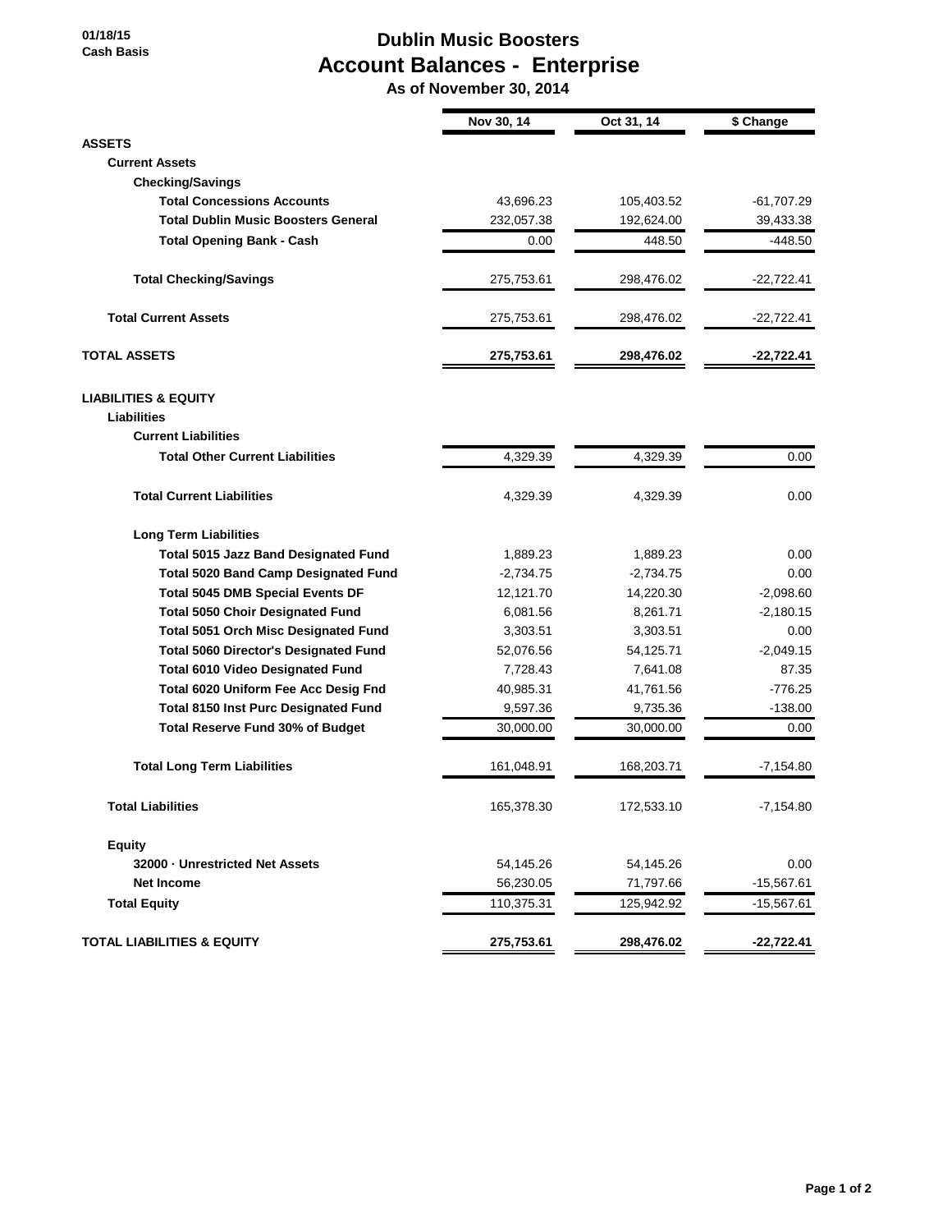01/18/15
Cash Basis

# Dublin Music Boosters
# Account Balances - Enterprise
### As of November 30, 2014

| | Nov 30, 14 | Oct 31, 14 | $ Change |
|---|---|---|---|
| **ASSETS** | | | |
| **Current Assets** | | | |
| **Checking/Savings** | | | |
| **Total Concessions Accounts** | 43,696.23 | 105,403.52 | -61,707.29 |
| **Total Dublin Music Boosters General** | 232,057.38 | 192,624.00 | 39,433.38 |
| **Total Opening Bank - Cash** | 0.00 | 448.50 | -448.50 |
| **Total Checking/Savings** | 275,753.61 | 298,476.02 | -22,722.41 |
| **Total Current Assets** | 275,753.61 | 298,476.02 | -22,722.41 |
| **TOTAL ASSETS** | **275,753.61** | **298,476.02** | **-22,722.41** |
| **LIABILITIES & EQUITY** | | | |
| **Liabilities** | | | |
| **Current Liabilities** | | | |
| **Total Other Current Liabilities** | 4,329.39 | 4,329.39 | 0.00 |
| **Total Current Liabilities** | 4,329.39 | 4,329.39 | 0.00 |
| **Long Term Liabilities** | | | |
| **Total 5015 Jazz Band Designated Fund** | 1,889.23 | 1,889.23 | 0.00 |
| **Total 5020 Band Camp Designated Fund** | -2,734.75 | -2,734.75 | 0.00 |
| **Total 5045 DMB Special Events DF** | 12,121.70 | 14,220.30 | -2,098.60 |
| **Total 5050 Choir Designated Fund** | 6,081.56 | 8,261.71 | -2,180.15 |
| **Total 5051 Orch Misc Designated Fund** | 3,303.51 | 3,303.51 | 0.00 |
| **Total 5060 Director's Designated Fund** | 52,076.56 | 54,125.71 | -2,049.15 |
| **Total 6010 Video Designated Fund** | 7,728.43 | 7,641.08 | 87.35 |
| **Total 6020 Uniform Fee Acc Desig Fnd** | 40,985.31 | 41,761.56 | -776.25 |
| **Total 8150 Inst Purc Designated Fund** | 9,597.36 | 9,735.36 | -138.00 |
| **Total Reserve Fund 30% of Budget** | 30,000.00 | 30,000.00 | 0.00 |
| **Total Long Term Liabilities** | 161,048.91 | 168,203.71 | -7,154.80 |
| **Total Liabilities** | 165,378.30 | 172,533.10 | -7,154.80 |
| **Equity** | | | |
| **32000 · Unrestricted Net Assets** | 54,145.26 | 54,145.26 | 0.00 |
| **Net Income** | 56,230.05 | 71,797.66 | -15,567.61 |
| **Total Equity** | 110,375.31 | 125,942.92 | -15,567.61 |
| **TOTAL LIABILITIES & EQUITY** | **275,753.61** | **298,476.02** | **-22,722.41** |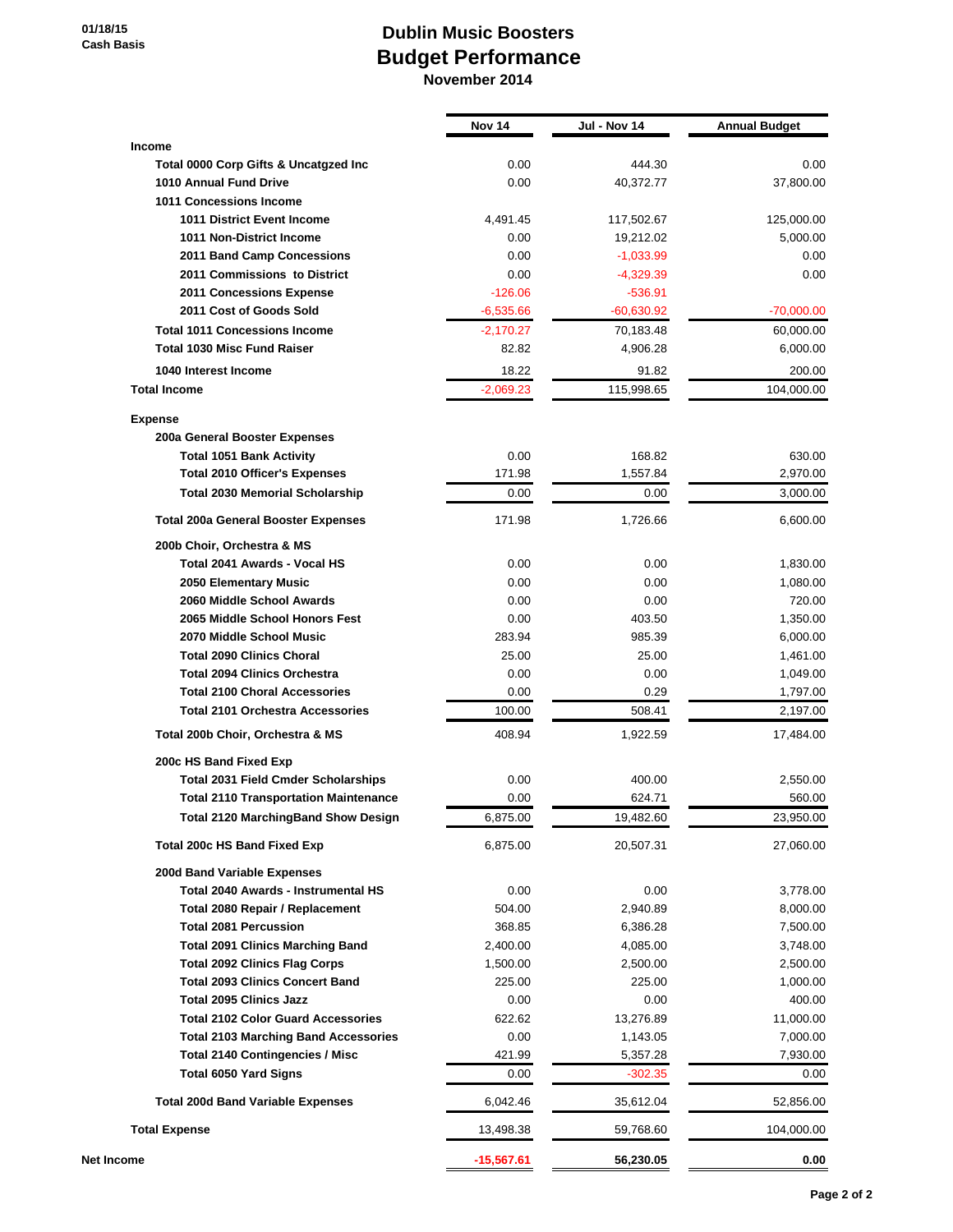01/18/15
Cash Basis

# Dublin Music Boosters
## Budget Performance
### November 2014

| | Nov 14 | Jul - Nov 14 | Annual Budget |
|---|---|---|---|
| **Income** | | | |
| **Total 0000 Corp Gifts & Uncatgzed Inc** | 0.00 | 444.30 | 0.00 |
| **1010 Annual Fund Drive** | 0.00 | 40,372.77 | 37,800.00 |
| **1011 Concessions Income** | | | |
| **1011 District Event Income** | 4,491.45 | 117,502.67 | 125,000.00 |
| **1011 Non-District Income** | 0.00 | 19,212.02 | 5,000.00 |
| **2011 Band Camp Concessions** | 0.00 | -1,033.99 | 0.00 |
| **2011 Commissions to District** | 0.00 | -4,329.39 | 0.00 |
| **2011 Concessions Expense** | -126.06 | -536.91 | |
| **2011 Cost of Goods Sold** | -6,535.66 | -60,630.92 | -70,000.00 |
| **Total 1011 Concessions Income** | -2,170.27 | 70,183.48 | 60,000.00 |
| **Total 1030 Misc Fund Raiser** | 82.82 | 4,906.28 | 6,000.00 |
| **1040 Interest Income** | 18.22 | 91.82 | 200.00 |
| **Total Income** | -2,069.23 | 115,998.65 | 104,000.00 |
| **Expense** | | | |
| **200a General Booster Expenses** | | | |
| **Total 1051 Bank Activity** | 0.00 | 168.82 | 630.00 |
| **Total 2010 Officer's Expenses** | 171.98 | 1,557.84 | 2,970.00 |
| **Total 2030 Memorial Scholarship** | 0.00 | 0.00 | 3,000.00 |
| **Total 200a General Booster Expenses** | 171.98 | 1,726.66 | 6,600.00 |
| **200b Choir, Orchestra & MS** | | | |
| **Total 2041 Awards - Vocal HS** | 0.00 | 0.00 | 1,830.00 |
| **2050 Elementary Music** | 0.00 | 0.00 | 1,080.00 |
| **2060 Middle School Awards** | 0.00 | 0.00 | 720.00 |
| **2065 Middle School Honors Fest** | 0.00 | 403.50 | 1,350.00 |
| **2070 Middle School Music** | 283.94 | 985.39 | 6,000.00 |
| **Total 2090 Clinics Choral** | 25.00 | 25.00 | 1,461.00 |
| **Total 2094 Clinics Orchestra** | 0.00 | 0.00 | 1,049.00 |
| **Total 2100 Choral Accessories** | 0.00 | 0.29 | 1,797.00 |
| **Total 2101 Orchestra Accessories** | 100.00 | 508.41 | 2,197.00 |
| **Total 200b Choir, Orchestra & MS** | 408.94 | 1,922.59 | 17,484.00 |
| **200c HS Band Fixed Exp** | | | |
| **Total 2031 Field Cmder Scholarships** | 0.00 | 400.00 | 2,550.00 |
| **Total 2110 Transportation Maintenance** | 0.00 | 624.71 | 560.00 |
| **Total 2120 MarchingBand Show Design** | 6,875.00 | 19,482.60 | 23,950.00 |
| **Total 200c HS Band Fixed Exp** | 6,875.00 | 20,507.31 | 27,060.00 |
| **200d Band Variable Expenses** | | | |
| **Total 2040 Awards - Instrumental HS** | 0.00 | 0.00 | 3,778.00 |
| **Total 2080 Repair / Replacement** | 504.00 | 2,940.89 | 8,000.00 |
| **Total 2081 Percussion** | 368.85 | 6,386.28 | 7,500.00 |
| **Total 2091 Clinics Marching Band** | 2,400.00 | 4,085.00 | 3,748.00 |
| **Total 2092 Clinics Flag Corps** | 1,500.00 | 2,500.00 | 2,500.00 |
| **Total 2093 Clinics Concert Band** | 225.00 | 225.00 | 1,000.00 |
| **Total 2095 Clinics Jazz** | 0.00 | 0.00 | 400.00 |
| **Total 2102 Color Guard Accessories** | 622.62 | 13,276.89 | 11,000.00 |
| **Total 2103 Marching Band Accessories** | 0.00 | 1,143.05 | 7,000.00 |
| **Total 2140 Contingencies / Misc** | 421.99 | 5,357.28 | 7,930.00 |
| **Total 6050 Yard Signs** | 0.00 | -302.35 | 0.00 |
| **Total 200d Band Variable Expenses** | 6,042.46 | 35,612.04 | 52,856.00 |
| **Total Expense** | 13,498.38 | 59,768.60 | 104,000.00 |
| **Net Income** | **-15,567.61** | **56,230.05** | **0.00** |